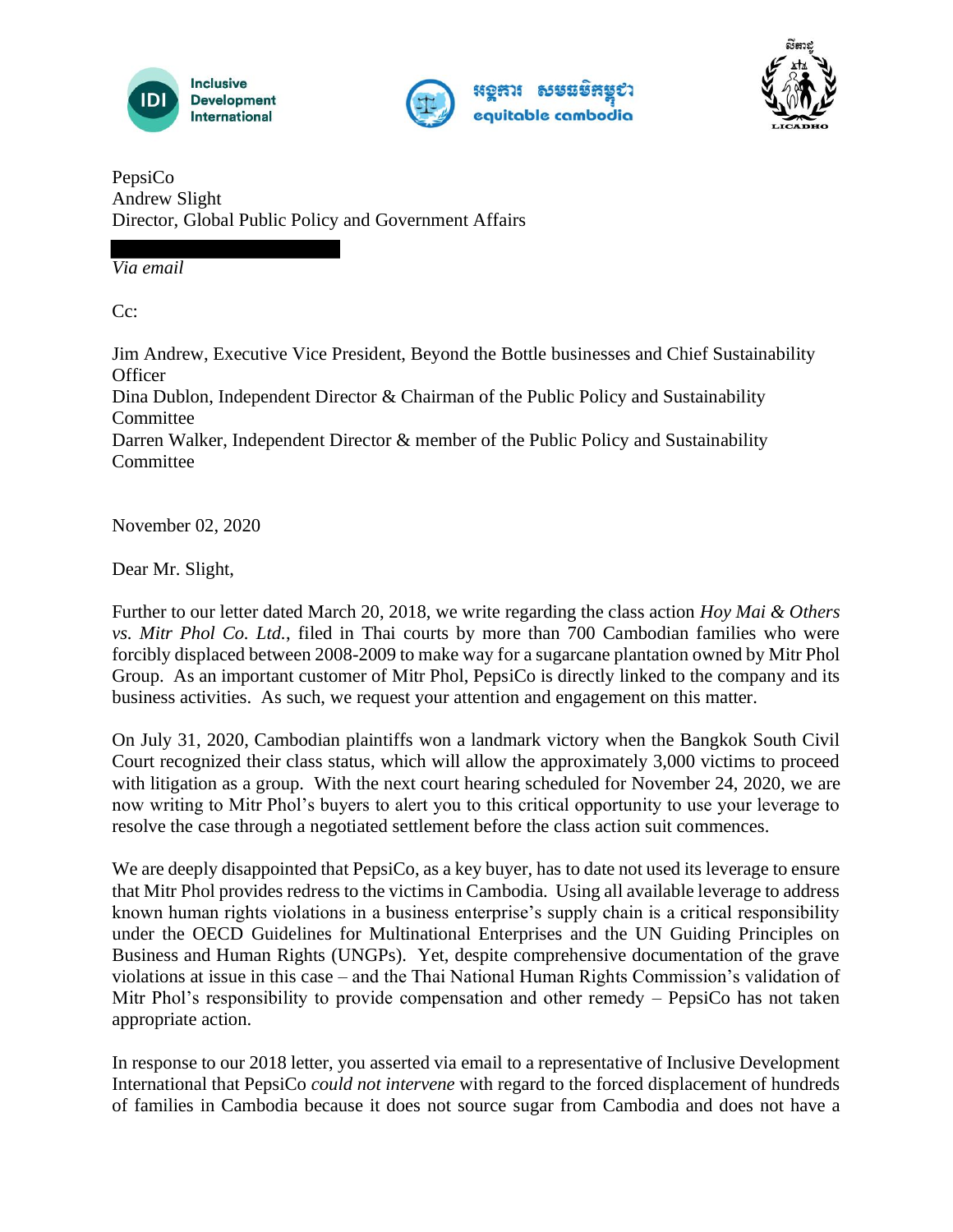Inclusive Development International

អង្គការ សមធម៌កម្ពុជា equitable cambodia

LICADHO

PepsiCo
Andrew Slight
Director, Global Public Policy and Government Affairs

*Via email*

Cc:

Jim Andrew, Executive Vice President, Beyond the Bottle businesses and Chief Sustainability Officer
Dina Dublon, Independent Director & Chairman of the Public Policy and Sustainability Committee
Darren Walker, Independent Director & member of the Public Policy and Sustainability Committee

November 02, 2020

Dear Mr. Slight,

Further to our letter dated March 20, 2018, we write regarding the class action *Hoy Mai & Others vs. Mitr Phol Co. Ltd.*, filed in Thai courts by more than 700 Cambodian families who were forcibly displaced between 2008-2009 to make way for a sugarcane plantation owned by Mitr Phol Group. As an important customer of Mitr Phol, PepsiCo is directly linked to the company and its business activities. As such, we request your attention and engagement on this matter.

On July 31, 2020, Cambodian plaintiffs won a landmark victory when the Bangkok South Civil Court recognized their class status, which will allow the approximately 3,000 victims to proceed with litigation as a group. With the next court hearing scheduled for November 24, 2020, we are now writing to Mitr Phol's buyers to alert you to this critical opportunity to use your leverage to resolve the case through a negotiated settlement before the class action suit commences.

We are deeply disappointed that PepsiCo, as a key buyer, has to date not used its leverage to ensure that Mitr Phol provides redress to the victims in Cambodia. Using all available leverage to address known human rights violations in a business enterprise's supply chain is a critical responsibility under the OECD Guidelines for Multinational Enterprises and the UN Guiding Principles on Business and Human Rights (UNGPs). Yet, despite comprehensive documentation of the grave violations at issue in this case – and the Thai National Human Rights Commission's validation of Mitr Phol's responsibility to provide compensation and other remedy – PepsiCo has not taken appropriate action.

In response to our 2018 letter, you asserted via email to a representative of Inclusive Development International that PepsiCo *could not intervene* with regard to the forced displacement of hundreds of families in Cambodia because it does not source sugar from Cambodia and does not have a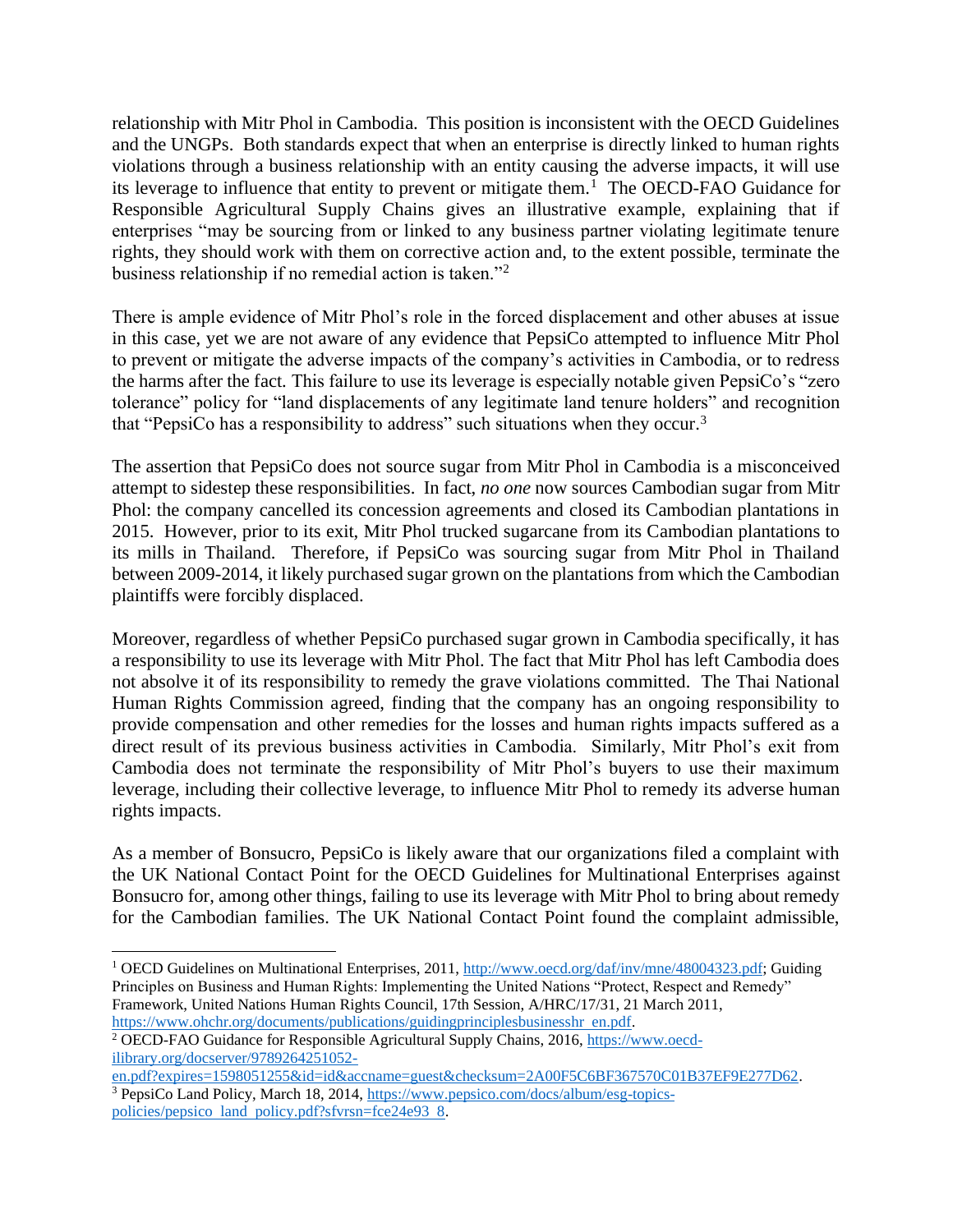relationship with Mitr Phol in Cambodia. This position is inconsistent with the OECD Guidelines and the UNGPs. Both standards expect that when an enterprise is directly linked to human rights violations through a business relationship with an entity causing the adverse impacts, it will use its leverage to influence that entity to prevent or mitigate them.[1] The OECD-FAO Guidance for Responsible Agricultural Supply Chains gives an illustrative example, explaining that if enterprises "may be sourcing from or linked to any business partner violating legitimate tenure rights, they should work with them on corrective action and, to the extent possible, terminate the business relationship if no remedial action is taken."[2]

There is ample evidence of Mitr Phol's role in the forced displacement and other abuses at issue in this case, yet we are not aware of any evidence that PepsiCo attempted to influence Mitr Phol to prevent or mitigate the adverse impacts of the company's activities in Cambodia, or to redress the harms after the fact. This failure to use its leverage is especially notable given PepsiCo's "zero tolerance" policy for "land displacements of any legitimate land tenure holders" and recognition that "PepsiCo has a responsibility to address" such situations when they occur.[3]

The assertion that PepsiCo does not source sugar from Mitr Phol in Cambodia is a misconceived attempt to sidestep these responsibilities. In fact, *no one* now sources Cambodian sugar from Mitr Phol: the company cancelled its concession agreements and closed its Cambodian plantations in 2015. However, prior to its exit, Mitr Phol trucked sugarcane from its Cambodian plantations to its mills in Thailand. Therefore, if PepsiCo was sourcing sugar from Mitr Phol in Thailand between 2009-2014, it likely purchased sugar grown on the plantations from which the Cambodian plaintiffs were forcibly displaced.

Moreover, regardless of whether PepsiCo purchased sugar grown in Cambodia specifically, it has a responsibility to use its leverage with Mitr Phol. The fact that Mitr Phol has left Cambodia does not absolve it of its responsibility to remedy the grave violations committed. The Thai National Human Rights Commission agreed, finding that the company has an ongoing responsibility to provide compensation and other remedies for the losses and human rights impacts suffered as a direct result of its previous business activities in Cambodia. Similarly, Mitr Phol's exit from Cambodia does not terminate the responsibility of Mitr Phol's buyers to use their maximum leverage, including their collective leverage, to influence Mitr Phol to remedy its adverse human rights impacts.

As a member of Bonsucro, PepsiCo is likely aware that our organizations filed a complaint with the UK National Contact Point for the OECD Guidelines for Multinational Enterprises against Bonsucro for, among other things, failing to use its leverage with Mitr Phol to bring about remedy for the Cambodian families. The UK National Contact Point found the complaint admissible,

---

[1] OECD Guidelines on Multinational Enterprises, 2011, http://www.oecd.org/daf/inv/mne/48004323.pdf; Guiding Principles on Business and Human Rights: Implementing the United Nations "Protect, Respect and Remedy" Framework, United Nations Human Rights Council, 17th Session, A/HRC/17/31, 21 March 2011, https://www.ohchr.org/documents/publications/guidingprinciplesbusinesshr_en.pdf.

[2] OECD-FAO Guidance for Responsible Agricultural Supply Chains, 2016, https://www.oecd-ilibrary.org/docserver/9789264251052-en.pdf?expires=1598051255&id=id&accname=guest&checksum=2A00F5C6BF367570C01B37EF9E277D62.

[3] PepsiCo Land Policy, March 18, 2014, https://www.pepsico.com/docs/album/esg-topics-policies/pepsico_land_policy.pdf?sfvrsn=fce24e93_8.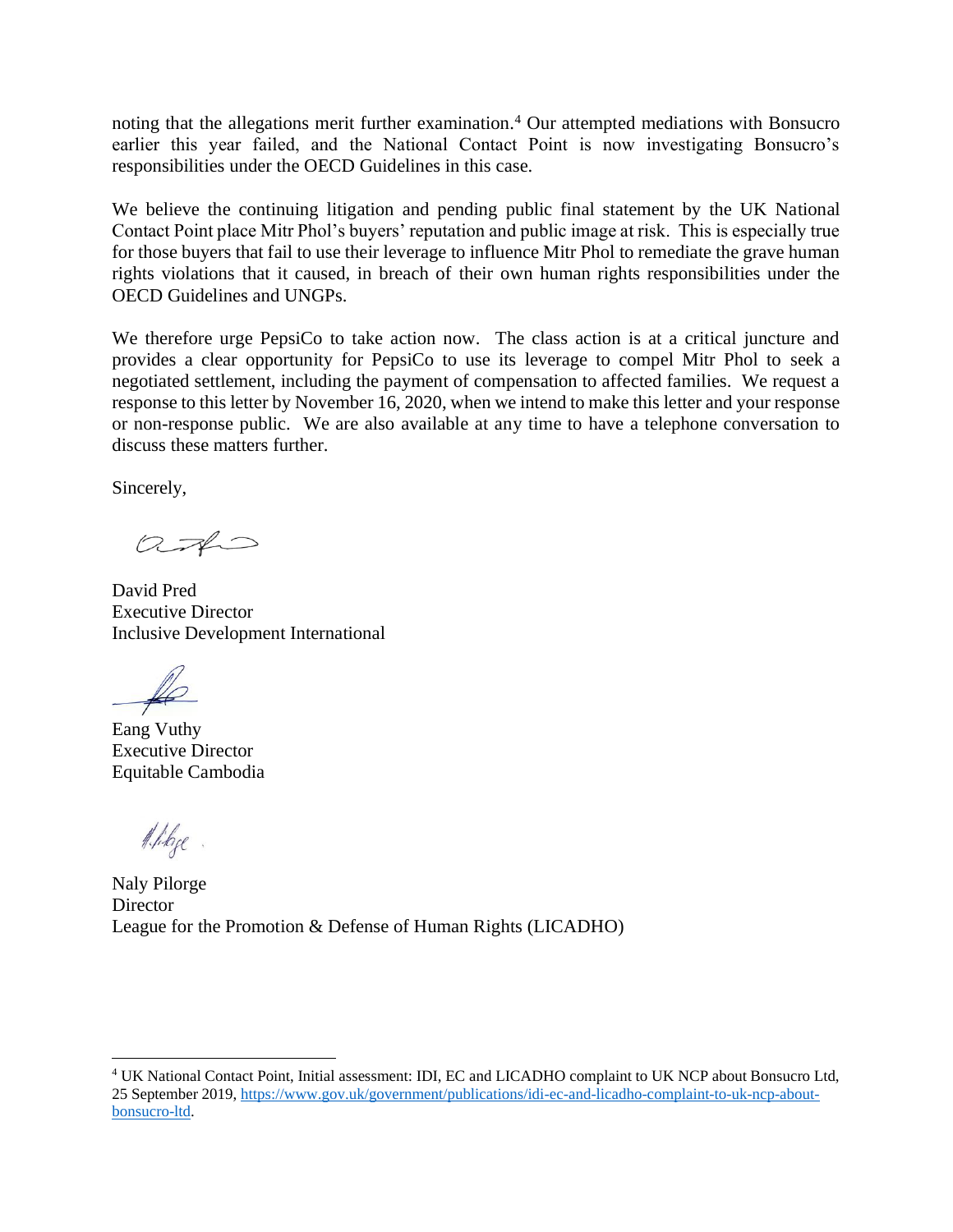noting that the allegations merit further examination.[4] Our attempted mediations with Bonsucro earlier this year failed, and the National Contact Point is now investigating Bonsucro's responsibilities under the OECD Guidelines in this case.

We believe the continuing litigation and pending public final statement by the UK National Contact Point place Mitr Phol's buyers' reputation and public image at risk. This is especially true for those buyers that fail to use their leverage to influence Mitr Phol to remediate the grave human rights violations that it caused, in breach of their own human rights responsibilities under the OECD Guidelines and UNGPs.

We therefore urge PepsiCo to take action now. The class action is at a critical juncture and provides a clear opportunity for PepsiCo to use its leverage to compel Mitr Phol to seek a negotiated settlement, including the payment of compensation to affected families. We request a response to this letter by November 16, 2020, when we intend to make this letter and your response or non-response public. We are also available at any time to have a telephone conversation to discuss these matters further.

Sincerely,

David Pred
Executive Director
Inclusive Development International

Eang Vuthy
Executive Director
Equitable Cambodia

Naly Pilorge
Director
League for the Promotion & Defense of Human Rights (LICADHO)

---

[4] UK National Contact Point, Initial assessment: IDI, EC and LICADHO complaint to UK NCP about Bonsucro Ltd, 25 September 2019, https://www.gov.uk/government/publications/idi-ec-and-licadho-complaint-to-uk-ncp-about-bonsucro-ltd.